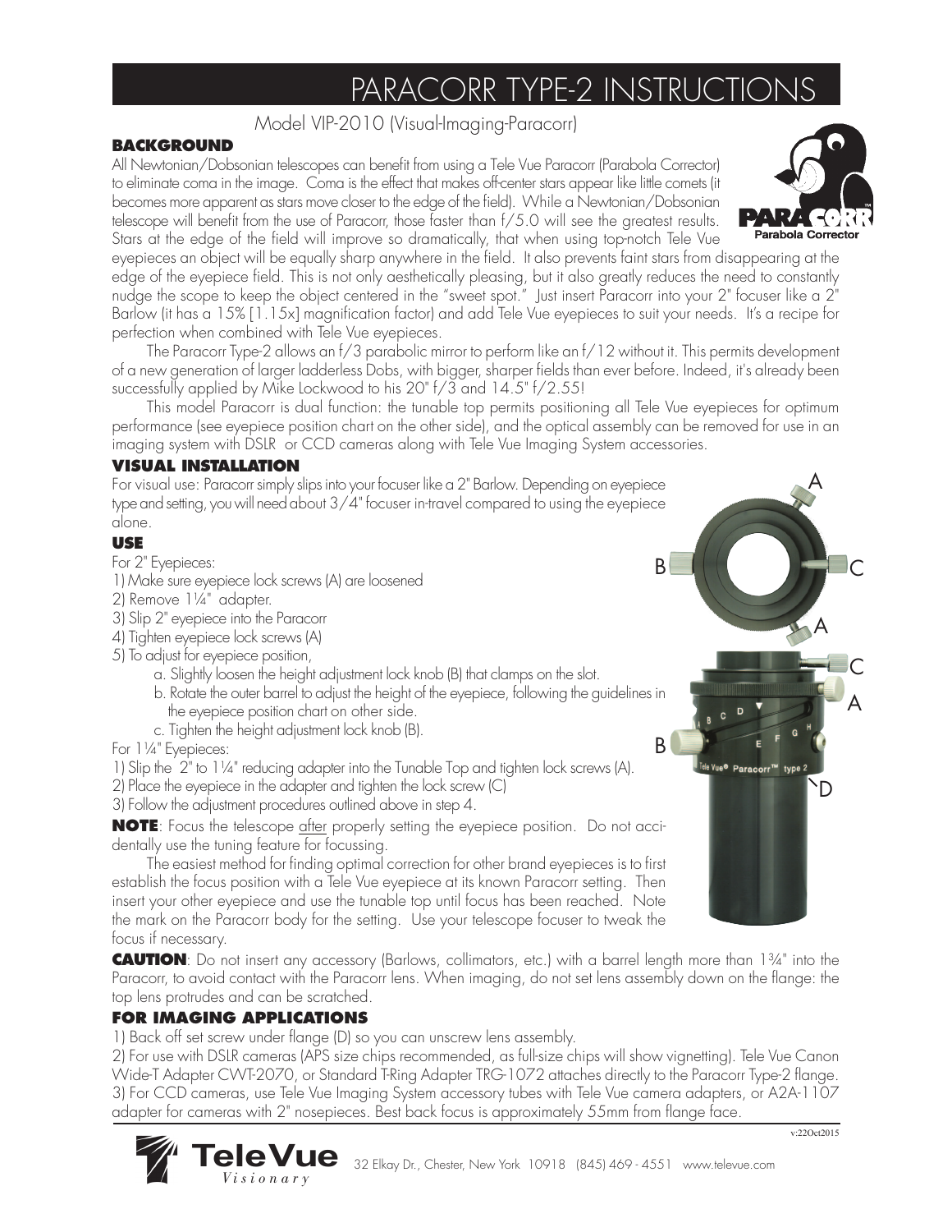# PARACORR TYPE-2 INSTRUCTIONS

Model VIP-2010 (Visual-Imaging-Paracorr)

### BACKGROUND

All Newtonian/Dobsonian telescopes can benefit from using a Tele Vue Paracorr (Parabola Corrector) to eliminate coma in the image. Coma is the effect that makes off-center stars appear like little comets (it becomes more apparent as stars move closer to the edge of the field). While a Newtonian/Dobsonian telescope will benefit from the use of Paracorr, those faster than f/5.0 will see the greatest results. Stars at the edge of the field will improve so dramatically, that when using top-notch Tele Vue eyepieces an object will be equally sharp anywhere in the field. It also prevents faint stars from disappearing at the edge of the eyepiece field. This is not only aesthetically pleasing, but it also greatly reduces the need to constantly nudge the scope to keep the object centered in the "sweet spot." Just insert Paracorr into your 2" focuser like a 2" Barlow (it has a 15% [1.15x] magnification factor) and add Tele Vue eyepieces to suit your needs. It's a recipe for perfection when combined with Tele Vue eyepieces.

The Paracorr Type-2 allows an f/3 parabolic mirror to perform like an f/12 without it. This permits development of a new generation of larger ladderless Dobs, with bigger, sharper fields than ever before. Indeed, it's already been successfully applied by Mike Lockwood to his 20" f/3 and 14.5" f/2.55!

This model Paracorr is dual function: the tunable top permits positioning all Tele Vue eyepieces for optimum performance (see eyepiece position chart on the other side), and the optical assembly can be removed for use in an imaging system with DSLR or CCD cameras along with Tele Vue Imaging System accessories.

### VISUAL INSTALLATION

For visual use: Paracorr simply slips into your focuser like a 2" Barlow. Depending on eyepiece type and setting, you will need about 3/4" focuser in-travel compared to using the eyepiece alone.

### USE

For 2" Eyepieces:

1) Make sure eyepiece lock screws (A) are loosened
2) Remove 1¼" adapter.
3) Slip 2" eyepiece into the Paracorr
4) Tighten eyepiece lock screws (A)
5) To adjust for eyepiece position,
   a. Slightly loosen the height adjustment lock knob (B) that clamps on the slot.
   b. Rotate the outer barrel to adjust the height of the eyepiece, following the guidelines in the eyepiece position chart on other side.
   c. Tighten the height adjustment lock knob (B).

For 1¼" Eyepieces:

1) Slip the 2" to 1¼" reducing adapter into the Tunable Top and tighten lock screws (A).
2) Place the eyepiece in the adapter and tighten the lock screw (C)
3) Follow the adjustment procedures outlined above in step 4.

**NOTE**: Focus the telescope after properly setting the eyepiece position. Do not accidentally use the tuning feature for focussing.

The easiest method for finding optimal correction for other brand eyepieces is to first establish the focus position with a Tele Vue eyepiece at its known Paracorr setting. Then insert your other eyepiece and use the tunable top until focus has been reached. Note the mark on the Paracorr body for the setting. Use your telescope focuser to tweak the focus if necessary.

**CAUTION**: Do not insert any accessory (Barlows, collimators, etc.) with a barrel length more than 1¾" into the Paracorr, to avoid contact with the Paracorr lens. When imaging, do not set lens assembly down on the flange: the top lens protrudes and can be scratched.

### FOR IMAGING APPLICATIONS

1) Back off set screw under flange (D) so you can unscrew lens assembly.
2) For use with DSLR cameras (APS size chips recommended, as full-size chips will show vignetting). Tele Vue Canon Wide-T Adapter CWT-2070, or Standard T-Ring Adapter TRG-1072 attaches directly to the Paracorr Type-2 flange.
3) For CCD cameras, use Tele Vue Imaging System accessory tubes with Tele Vue camera adapters, or A2A-1107 adapter for cameras with 2" nosepieces. Best back focus is approximately 55mm from flange face.

v:22Oct2015

Tele Vue Visionary — 32 Elkay Dr., Chester, New York 10918 (845) 469 - 4551 www.televue.com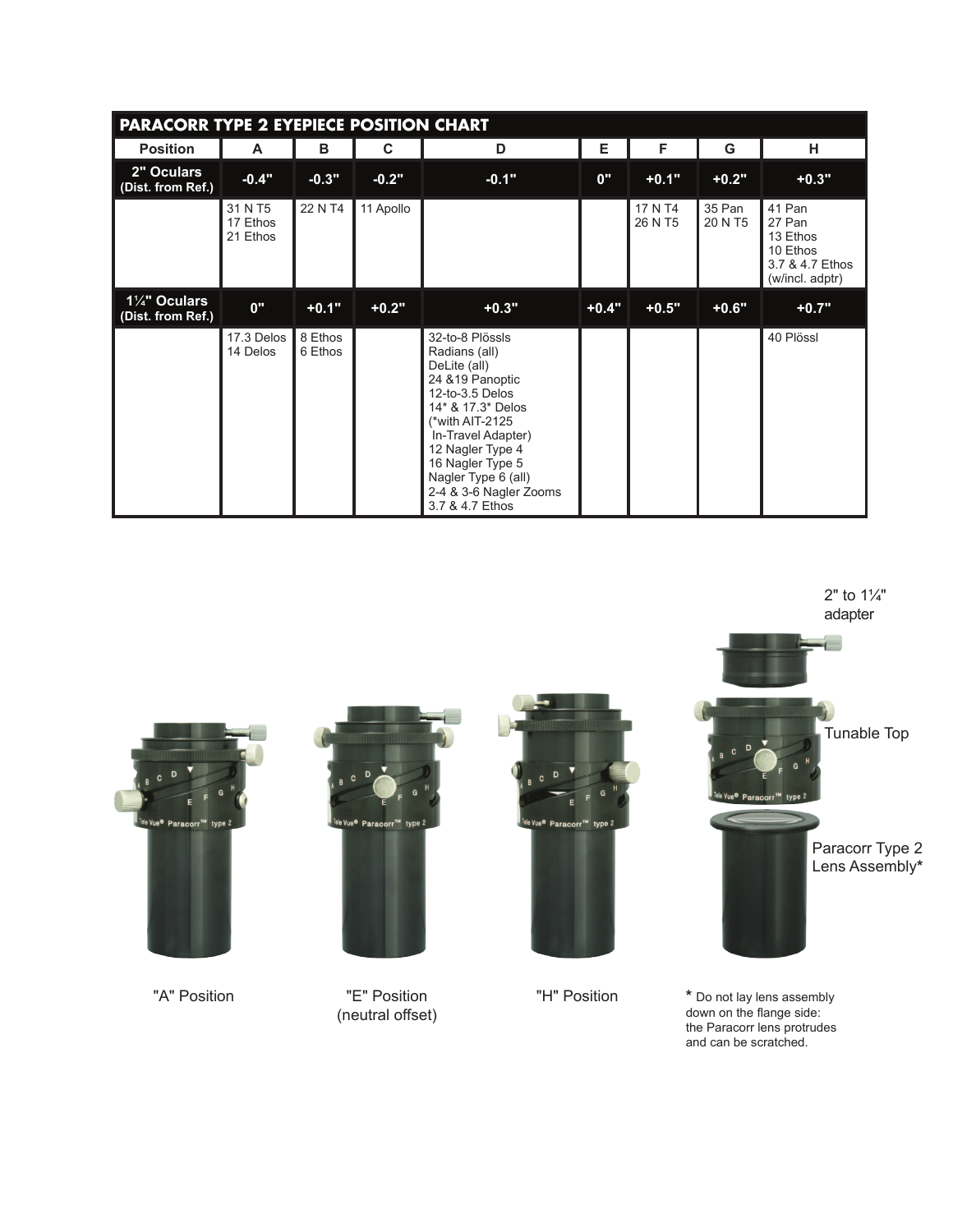## PARACORR TYPE 2 EYEPIECE POSITION CHART

| Position | A | B | C | D | E | F | G | H |
|---|---|---|---|---|---|---|---|---|
| **2" Oculars (Dist. from Ref.)** | **-0.4"** | **-0.3"** | **-0.2"** | **-0.1"** | **0"** | **+0.1"** | **+0.2"** | **+0.3"** |
| | 31 N T5<br>17 Ethos<br>21 Ethos | 22 N T4 | 11 Apollo | | | 17 N T4<br>26 N T5 | 35 Pan<br>20 N T5 | 41 Pan<br>27 Pan<br>13 Ethos<br>10 Ethos<br>3.7 & 4.7 Ethos (w/incl. adptr) |
| **1¼" Oculars (Dist. from Ref.)** | **0"** | **+0.1"** | **+0.2"** | **+0.3"** | **+0.4"** | **+0.5"** | **+0.6"** | **+0.7"** |
| | 17.3 Delos<br>14 Delos | 8 Ethos<br>6 Ethos | | 32-to-8 Plössls<br>Radians (all)<br>DeLite (all)<br>24 &19 Panoptic<br>12-to-3.5 Delos<br>14* & 17.3* Delos<br>(*with AIT-2125 In-Travel Adapter)<br>12 Nagler Type 4<br>16 Nagler Type 5<br>Nagler Type 6 (all)<br>2-4 & 3-6 Nagler Zooms<br>3.7 & 4.7 Ethos | | | | 40 Plössl |

2" to 1¼" adapter

Tunable Top

Paracorr Type 2 Lens Assembly*

"A" Position

"E" Position (neutral offset)

"H" Position

* Do not lay lens assembly down on the flange side: the Paracorr lens protrudes and can be scratched.